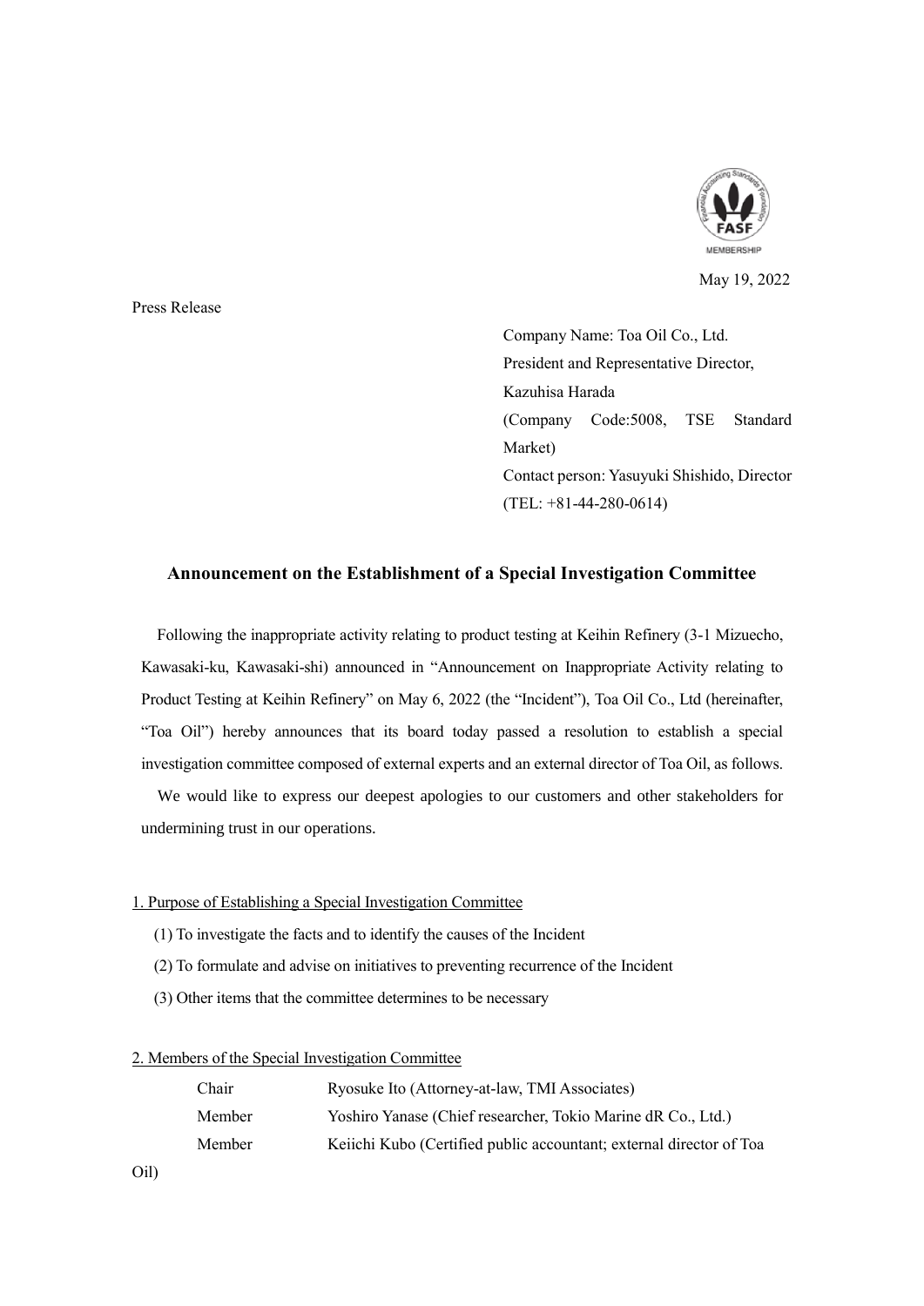May 19, 2022

Press Release

Company Name: Toa Oil Co., Ltd.
President and Representative Director, Kazuhisa Harada
(Company Code:5008, TSE Standard Market)
Contact person: Yasuyuki Shishido, Director
(TEL: +81-44-280-0614)

## Announcement on the Establishment of a Special Investigation Committee

Following the inappropriate activity relating to product testing at Keihin Refinery (3-1 Mizuecho, Kawasaki-ku, Kawasaki-shi) announced in "Announcement on Inappropriate Activity relating to Product Testing at Keihin Refinery" on May 6, 2022 (the "Incident"), Toa Oil Co., Ltd (hereinafter, "Toa Oil") hereby announces that its board today passed a resolution to establish a special investigation committee composed of external experts and an external director of Toa Oil, as follows.

We would like to express our deepest apologies to our customers and other stakeholders for undermining trust in our operations.

### 1. Purpose of Establishing a Special Investigation Committee

(1) To investigate the facts and to identify the causes of the Incident

(2) To formulate and advise on initiatives to preventing recurrence of the Incident

(3) Other items that the committee determines to be necessary

### 2. Members of the Special Investigation Committee

| | |
|---|---|
| Chair | Ryosuke Ito (Attorney-at-law, TMI Associates) |
| Member | Yoshiro Yanase (Chief researcher, Tokio Marine dR Co., Ltd.) |
| Member | Keiichi Kubo (Certified public accountant; external director of Toa Oil) |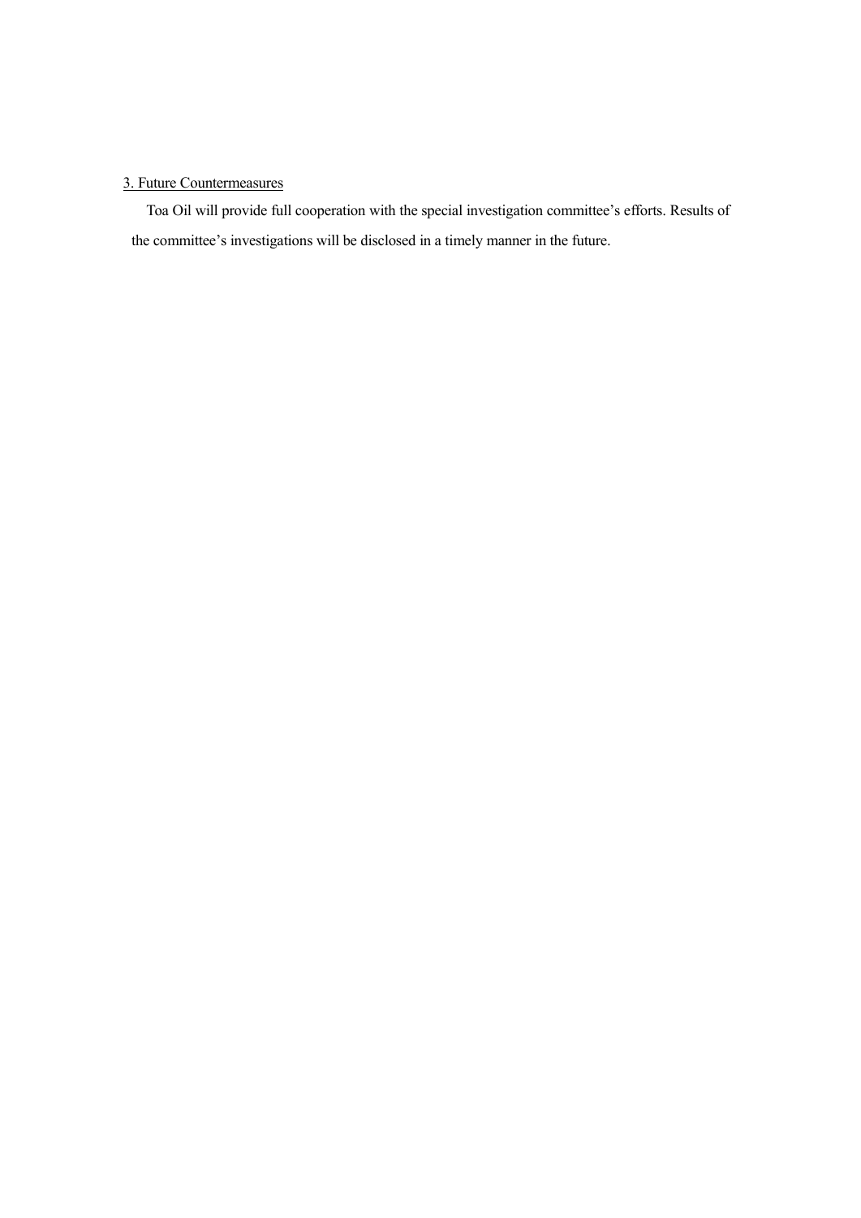## 3. Future Countermeasures

Toa Oil will provide full cooperation with the special investigation committee's efforts. Results of the committee's investigations will be disclosed in a timely manner in the future.